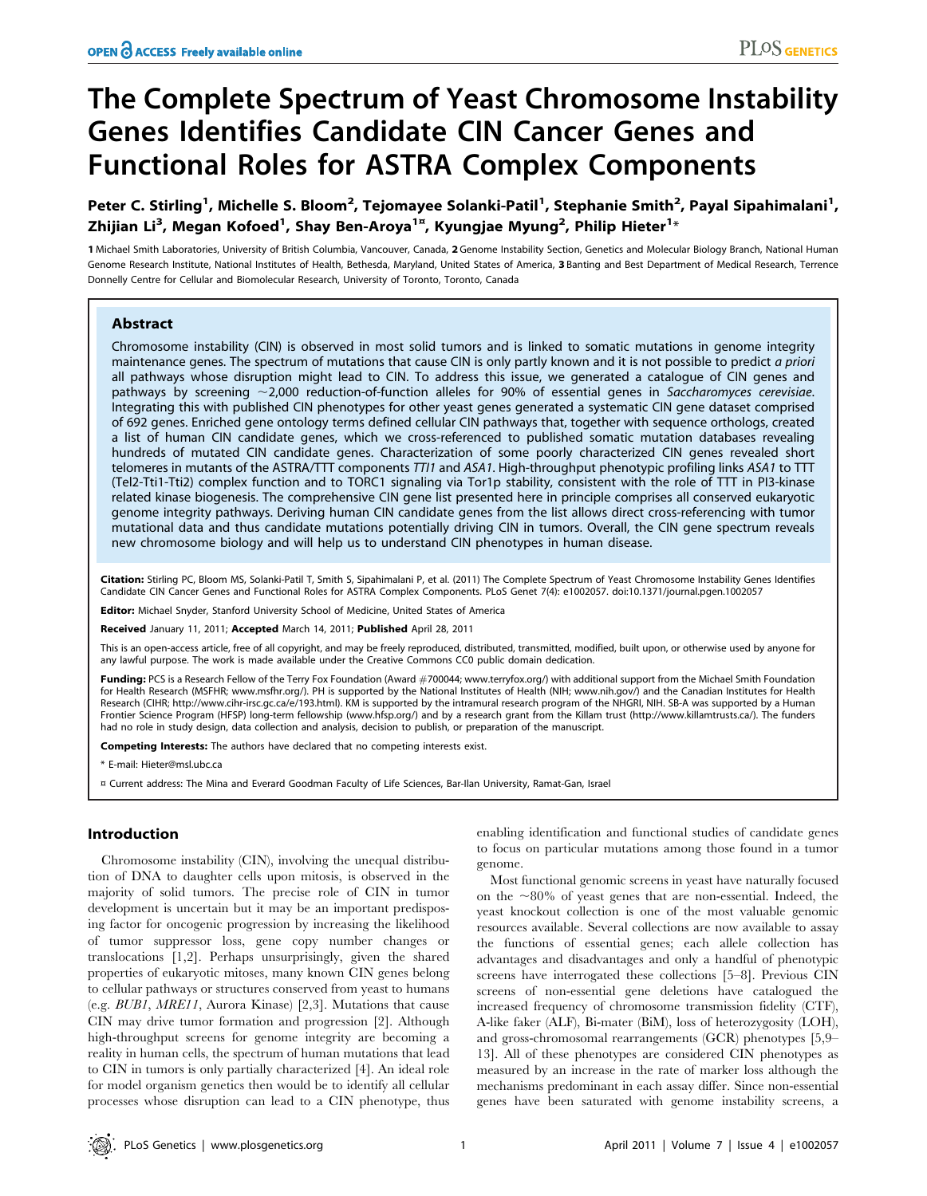# The Complete Spectrum of Yeast Chromosome Instability Genes Identifies Candidate CIN Cancer Genes and Functional Roles for ASTRA Complex Components

Peter C. Stirling[1], Michelle S. Bloom[2], Tejomayee Solanki-Patil[1], Stephanie Smith[2], Payal Sipahimalani[1], Zhijian Li[3], Megan Kofoed[1], Shay Ben-Aroya[1¤], Kyungjae Myung[2], Philip Hieter[1]*

1 Michael Smith Laboratories, University of British Columbia, Vancouver, Canada, 2 Genome Instability Section, Genetics and Molecular Biology Branch, National Human Genome Research Institute, National Institutes of Health, Bethesda, Maryland, United States of America, 3 Banting and Best Department of Medical Research, Terrence Donnelly Centre for Cellular and Biomolecular Research, University of Toronto, Toronto, Canada

## Abstract

Chromosome instability (CIN) is observed in most solid tumors and is linked to somatic mutations in genome integrity maintenance genes. The spectrum of mutations that cause CIN is only partly known and it is not possible to predict *a priori* all pathways whose disruption might lead to CIN. To address this issue, we generated a catalogue of CIN genes and pathways by screening ~2,000 reduction-of-function alleles for 90% of essential genes in *Saccharomyces cerevisiae*. Integrating this with published CIN phenotypes for other yeast genes generated a systematic CIN gene dataset comprised of 692 genes. Enriched gene ontology terms defined cellular CIN pathways that, together with sequence orthologs, created a list of human CIN candidate genes, which we cross-referenced to published somatic mutation databases revealing hundreds of mutated CIN candidate genes. Characterization of some poorly characterized CIN genes revealed short telomeres in mutants of the ASTRA/TTT components *TTI1* and *ASA1*. High-throughput phenotypic profiling links *ASA1* to TTT (Tel2-Tti1-Tti2) complex function and to TORC1 signaling via Tor1p stability, consistent with the role of TTT in PI3-kinase related kinase biogenesis. The comprehensive CIN gene list presented here in principle comprises all conserved eukaryotic genome integrity pathways. Deriving human CIN candidate genes from the list allows direct cross-referencing with tumor mutational data and thus candidate mutations potentially driving CIN in tumors. Overall, the CIN gene spectrum reveals new chromosome biology and will help us to understand CIN phenotypes in human disease.

**Citation:** Stirling PC, Bloom MS, Solanki-Patil T, Smith S, Sipahimalani P, et al. (2011) The Complete Spectrum of Yeast Chromosome Instability Genes Identifies Candidate CIN Cancer Genes and Functional Roles for ASTRA Complex Components. PLoS Genet 7(4): e1002057. doi:10.1371/journal.pgen.1002057

**Editor:** Michael Snyder, Stanford University School of Medicine, United States of America

**Received** January 11, 2011; **Accepted** March 14, 2011; **Published** April 28, 2011

This is an open-access article, free of all copyright, and may be freely reproduced, distributed, transmitted, modified, built upon, or otherwise used by anyone for any lawful purpose. The work is made available under the Creative Commons CC0 public domain dedication.

**Funding:** PCS is a Research Fellow of the Terry Fox Foundation (Award #700044; www.terryfox.org/) with additional support from the Michael Smith Foundation for Health Research (MSFHR; www.msfhr.org/). PH is supported by the National Institutes of Health (NIH; www.nih.gov/) and the Canadian Institutes for Health Research (CIHR; http://www.cihr-irsc.gc.ca/e/193.html). KM is supported by the intramural research program of the NHGRI, NIH. SB-A was supported by a Human Frontier Science Program (HFSP) long-term fellowship (www.hfsp.org/) and by a research grant from the Killam trust (http://www.killamtrusts.ca/). The funders had no role in study design, data collection and analysis, decision to publish, or preparation of the manuscript.

**Competing Interests:** The authors have declared that no competing interests exist.

\* E-mail: Hieter@msl.ubc.ca

¤ Current address: The Mina and Everard Goodman Faculty of Life Sciences, Bar-Ilan University, Ramat-Gan, Israel

## Introduction

Chromosome instability (CIN), involving the unequal distribution of DNA to daughter cells upon mitosis, is observed in the majority of solid tumors. The precise role of CIN in tumor development is uncertain but it may be an important predisposing factor for oncogenic progression by increasing the likelihood of tumor suppressor loss, gene copy number changes or translocations [1,2]. Perhaps unsurprisingly, given the shared properties of eukaryotic mitoses, many known CIN genes belong to cellular pathways or structures conserved from yeast to humans (e.g. *BUB1*, *MRE11*, Aurora Kinase) [2,3]. Mutations that cause CIN may drive tumor formation and progression [2]. Although high-throughput screens for genome integrity are becoming a reality in human cells, the spectrum of human mutations that lead to CIN in tumors is only partially characterized [4]. An ideal role for model organism genetics then would be to identify all cellular processes whose disruption can lead to a CIN phenotype, thus enabling identification and functional studies of candidate genes to focus on particular mutations among those found in a tumor genome.

Most functional genomic screens in yeast have naturally focused on the ~80% of yeast genes that are non-essential. Indeed, the yeast knockout collection is one of the most valuable genomic resources available. Several collections are now available to assay the functions of essential genes; each allele collection has advantages and disadvantages and only a handful of phenotypic screens have interrogated these collections [5–8]. Previous CIN screens of non-essential gene deletions have catalogued the increased frequency of chromosome transmission fidelity (CTF), A-like faker (ALF), Bi-mater (BiM), loss of heterozygosity (LOH), and gross-chromosomal rearrangements (GCR) phenotypes [5,9–13]. All of these phenotypes are considered CIN phenotypes as measured by an increase in the rate of marker loss although the mechanisms predominant in each assay differ. Since non-essential genes have been saturated with genome instability screens, a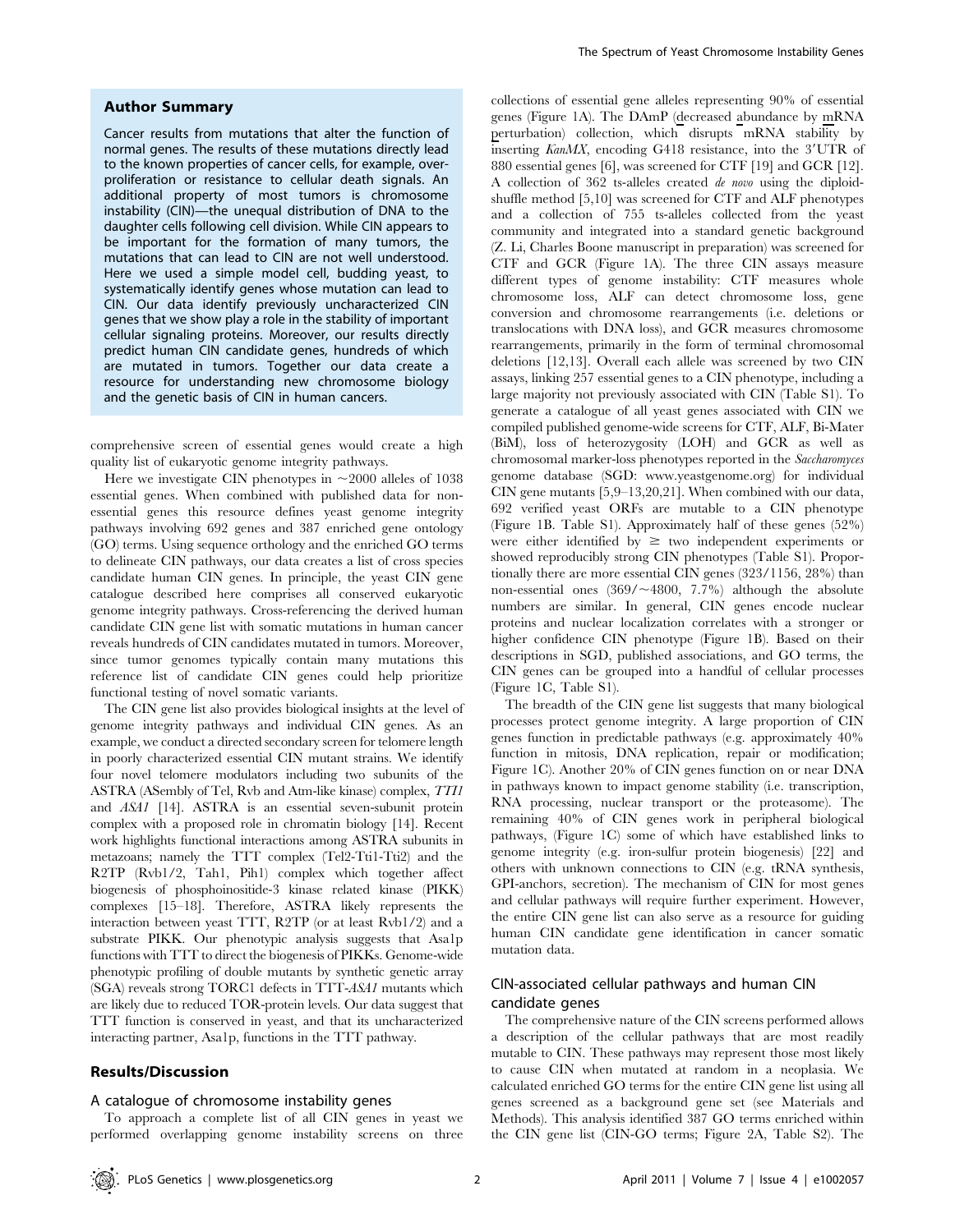## Author Summary

Cancer results from mutations that alter the function of normal genes. The results of these mutations directly lead to the known properties of cancer cells, for example, over-proliferation or resistance to cellular death signals. An additional property of most tumors is chromosome instability (CIN)—the unequal distribution of DNA to the daughter cells following cell division. While CIN appears to be important for the formation of many tumors, the mutations that can lead to CIN are not well understood. Here we used a simple model cell, budding yeast, to systematically identify genes whose mutation can lead to CIN. Our data identify previously uncharacterized CIN genes that we show play a role in the stability of important cellular signaling proteins. Moreover, our results directly predict human CIN candidate genes, hundreds of which are mutated in tumors. Together our data create a resource for understanding new chromosome biology and the genetic basis of CIN in human cancers.

comprehensive screen of essential genes would create a high quality list of eukaryotic genome integrity pathways.

Here we investigate CIN phenotypes in ~2000 alleles of 1038 essential genes. When combined with published data for non-essential genes this resource defines yeast genome integrity pathways involving 692 genes and 387 enriched gene ontology (GO) terms. Using sequence orthology and the enriched GO terms to delineate CIN pathways, our data creates a list of cross species candidate human CIN genes. In principle, the yeast CIN gene catalogue described here comprises all conserved eukaryotic genome integrity pathways. Cross-referencing the derived human candidate CIN gene list with somatic mutations in human cancer reveals hundreds of CIN candidates mutated in tumors. Moreover, since tumor genomes typically contain many mutations this reference list of candidate CIN genes could help prioritize functional testing of novel somatic variants.

The CIN gene list also provides biological insights at the level of genome integrity pathways and individual CIN genes. As an example, we conduct a directed secondary screen for telomere length in poorly characterized essential CIN mutant strains. We identify four novel telomere modulators including two subunits of the ASTRA (ASembly of Tel, Rvb and Atm-like kinase) complex, *TTI1* and *ASA1* [14]. ASTRA is an essential seven-subunit protein complex with a proposed role in chromatin biology [14]. Recent work highlights functional interactions among ASTRA subunits in metazoans; namely the TTT complex (Tel2-Tti1-Tti2) and the R2TP (Rvb1/2, Tah1, Pih1) complex which together affect biogenesis of phosphoinositide-3 kinase related kinase (PIKK) complexes [15–18]. Therefore, ASTRA likely represents the interaction between yeast TTT, R2TP (or at least Rvb1/2) and a substrate PIKK. Our phenotypic analysis suggests that Asa1p functions with TTT to direct the biogenesis of PIKKs. Genome-wide phenotypic profiling of double mutants by synthetic genetic array (SGA) reveals strong TORC1 defects in TTT-*ASA1* mutants which are likely due to reduced TOR-protein levels. Our data suggest that TTT function is conserved in yeast, and that its uncharacterized interacting partner, Asa1p, functions in the TTT pathway.

## Results/Discussion

### A catalogue of chromosome instability genes

To approach a complete list of all CIN genes in yeast we performed overlapping genome instability screens on three collections of essential gene alleles representing 90% of essential genes (Figure 1A). The DAmP (decreased abundance by mRNA perturbation) collection, which disrupts mRNA stability by inserting *KanMX*, encoding G418 resistance, into the 3′UTR of 880 essential genes [6], was screened for CTF [19] and GCR [12]. A collection of 362 ts-alleles created *de novo* using the diploid-shuffle method [5,10] was screened for CTF and ALF phenotypes and a collection of 755 ts-alleles collected from the yeast community and integrated into a standard genetic background (Z. Li, Charles Boone manuscript in preparation) was screened for CTF and GCR (Figure 1A). The three CIN assays measure different types of genome instability: CTF measures whole chromosome loss, ALF can detect chromosome loss, gene conversion and chromosome rearrangements (i.e. deletions or translocations with DNA loss), and GCR measures chromosome rearrangements, primarily in the form of terminal chromosomal deletions [12,13]. Overall each allele was screened by two CIN assays, linking 257 essential genes to a CIN phenotype, including a large majority not previously associated with CIN (Table S1). To generate a catalogue of all yeast genes associated with CIN we compiled published genome-wide screens for CTF, ALF, Bi-Mater (BiM), loss of heterozygosity (LOH) and GCR as well as chromosomal marker-loss phenotypes reported in the *Saccharomyces* genome database (SGD: www.yeastgenome.org) for individual CIN gene mutants [5,9–13,20,21]. When combined with our data, 692 verified yeast ORFs are mutable to a CIN phenotype (Figure 1B. Table S1). Approximately half of these genes (52%) were either identified by ≥ two independent experiments or showed reproducibly strong CIN phenotypes (Table S1). Proportionally there are more essential CIN genes (323/1156, 28%) than non-essential ones (369/~4800, 7.7%) although the absolute numbers are similar. In general, CIN genes encode nuclear proteins and nuclear localization correlates with a stronger or higher confidence CIN phenotype (Figure 1B). Based on their descriptions in SGD, published associations, and GO terms, the CIN genes can be grouped into a handful of cellular processes (Figure 1C, Table S1).

The breadth of the CIN gene list suggests that many biological processes protect genome integrity. A large proportion of CIN genes function in predictable pathways (e.g. approximately 40% function in mitosis, DNA replication, repair or modification; Figure 1C). Another 20% of CIN genes function on or near DNA in pathways known to impact genome stability (i.e. transcription, RNA processing, nuclear transport or the proteasome). The remaining 40% of CIN genes work in peripheral biological pathways, (Figure 1C) some of which have established links to genome integrity (e.g. iron-sulfur protein biogenesis) [22] and others with unknown connections to CIN (e.g. tRNA synthesis, GPI-anchors, secretion). The mechanism of CIN for most genes and cellular pathways will require further experiment. However, the entire CIN gene list can also serve as a resource for guiding human CIN candidate gene identification in cancer somatic mutation data.

### CIN-associated cellular pathways and human CIN candidate genes

The comprehensive nature of the CIN screens performed allows a description of the cellular pathways that are most readily mutable to CIN. These pathways may represent those most likely to cause CIN when mutated at random in a neoplasia. We calculated enriched GO terms for the entire CIN gene list using all genes screened as a background gene set (see Materials and Methods). This analysis identified 387 GO terms enriched within the CIN gene list (CIN-GO terms; Figure 2A, Table S2). The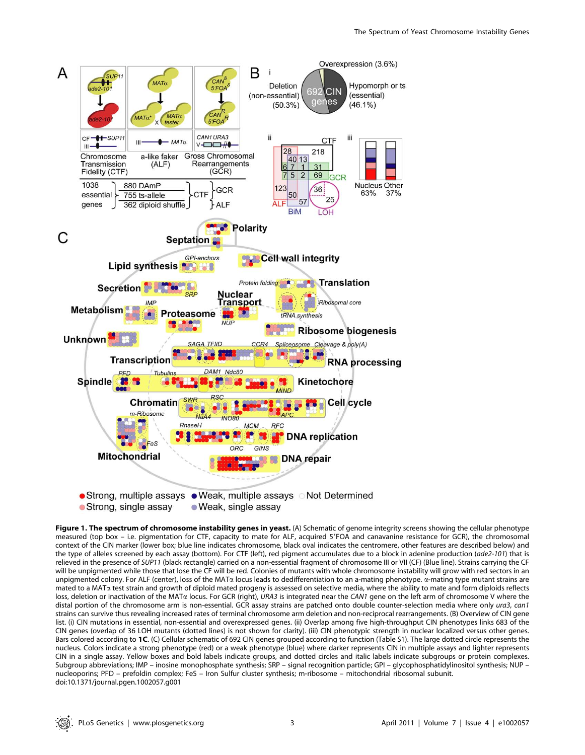**Figure 1. The spectrum of chromosome instability genes in yeast.** (A) Schematic of genome integrity screens showing the cellular phenotype measured (top box – i.e. pigmentation for CTF, capacity to mate for ALF, acquired 5′FOA and canavanine resistance for GCR), the chromosomal context of the CIN marker (lower box; blue line indicates chromosome, black oval indicates the centromere, other features are described below) and the type of alleles screened by each assay (bottom). For CTF (left), red pigment accumulates due to a block in adenine production (*ade2-101*) that is relieved in the presence of *SUP11* (black rectangle) carried on a non-essential fragment of chromosome III or VII (CF) (Blue line). Strains carrying the CF will be unpigmented while those that lose the CF will be red. Colonies of mutants with whole chromosome instability will grow with red sectors in an unpigmented colony. For ALF (center), loss of the MATα locus leads to dedifferentiation to an a-mating phenotype. α-mating type mutant strains are mated to a MATα test strain and growth of diploid mated progeny is assessed on selective media, where the ability to mate and form diploids reflects loss, deletion or inactivation of the MATα locus. For GCR (right), *URA3* is integrated near the *CAN1* gene on the left arm of chromosome V where the distal portion of the chromosome arm is non-essential. GCR assay strains are patched onto double counter-selection media where only *ura3*, *can1* strains can survive thus revealing increased rates of terminal chromosome arm deletion and non-reciprocal rearrangements. (B) Overview of CIN gene list. (i) CIN mutations in essential, non-essential and overexpressed genes. (ii) Overlap among five high-throughput CIN phenotypes links 683 of the CIN genes (overlap of 36 LOH mutants (dotted lines) is not shown for clarity). (iii) CIN phenotypic strength in nuclear localized versus other genes. Bars colored according to **1C**. (C) Cellular schematic of 692 CIN genes grouped according to function (Table S1). The large dotted circle represents the nucleus. Colors indicate a strong phenotype (red) or a weak phenotype (blue) where darker represents CIN in multiple assays and lighter represents CIN in a single assay. Yellow boxes and bold labels indicate groups, and dotted circles and italic labels indicate subgroups or protein complexes. Subgroup abbreviations; IMP – inosine monophosphate synthesis; SRP – signal recognition particle; GPI – glycophosphatidylinositol synthesis; NUP – nucleoporins; PFD – prefoldin complex; FeS – Iron Sulfur cluster synthesis; m-ribosome – mitochondrial ribosomal subunit.
doi:10.1371/journal.pgen.1002057.g001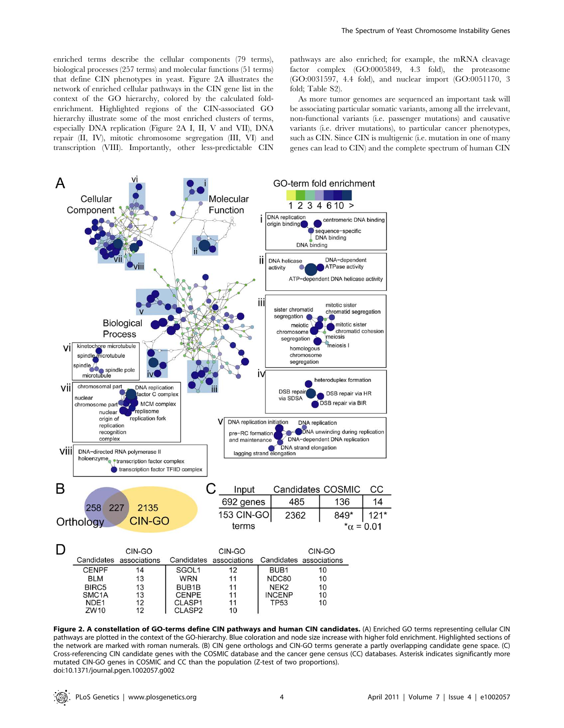enriched terms describe the cellular components (79 terms), biological processes (257 terms) and molecular functions (51 terms) that define CIN phenotypes in yeast. Figure 2A illustrates the network of enriched cellular pathways in the CIN gene list in the context of the GO hierarchy, colored by the calculated fold-enrichment. Highlighted regions of the CIN-associated GO hierarchy illustrate some of the most enriched clusters of terms, especially DNA replication (Figure 2A I, II, V and VII), DNA repair (II, IV), mitotic chromosome segregation (III, VI) and transcription (VIII). Importantly, other less-predictable CIN pathways are also enriched; for example, the mRNA cleavage factor complex (GO:0005849, 4.3 fold), the proteasome (GO:0031597, 4.4 fold), and nuclear import (GO:0051170, 3 fold; Table S2).

As more tumor genomes are sequenced an important task will be associating particular somatic variants, among all the irrelevant, non-functional variants (i.e. passenger mutations) and causative variants (i.e. driver mutations), to particular cancer phenotypes, such as CIN. Since CIN is multigenic (i.e. mutation in one of many genes can lead to CIN) and the complete spectrum of human CIN

**C**

| Input | Candidates | COSMIC | CC |
|---|---|---|---|
| 692 genes | 485 | 136 | 14 |
| 153 CIN-GO terms | 2362 | 849* | 121* |

*α = 0.01

**D**

| Candidates | CIN-GO associations | Candidates | CIN-GO associations | Candidates | CIN-GO associations |
|---|---|---|---|---|---|
| CENPF | 14 | SGOL1 | 12 | BUB1 | 10 |
| BLM | 13 | WRN | 11 | NDC80 | 10 |
| BIRC5 | 13 | BUB1B | 11 | NEK2 | 10 |
| SMC1A | 13 | CENPE | 11 | INCENP | 10 |
| NDE1 | 12 | CLASP1 | 11 | TP53 | 10 |
| ZW10 | 12 | CLASP2 | 10 | | |

**Figure 2. A constellation of GO-terms define CIN pathways and human CIN candidates.** (A) Enriched GO terms representing cellular CIN pathways are plotted in the context of the GO-hierarchy. Blue coloration and node size increase with higher fold enrichment. Highlighted sections of the network are marked with roman numerals. (B) CIN gene orthologs and CIN-GO terms generate a partly overlapping candidate gene space. (C) Cross-referencing CIN candidate genes with the COSMIC database and the cancer gene census (CC) databases. Asterisk indicates significantly more mutated CIN-GO genes in COSMIC and CC than the population (Z-test of two proportions).
doi:10.1371/journal.pgen.1002057.g002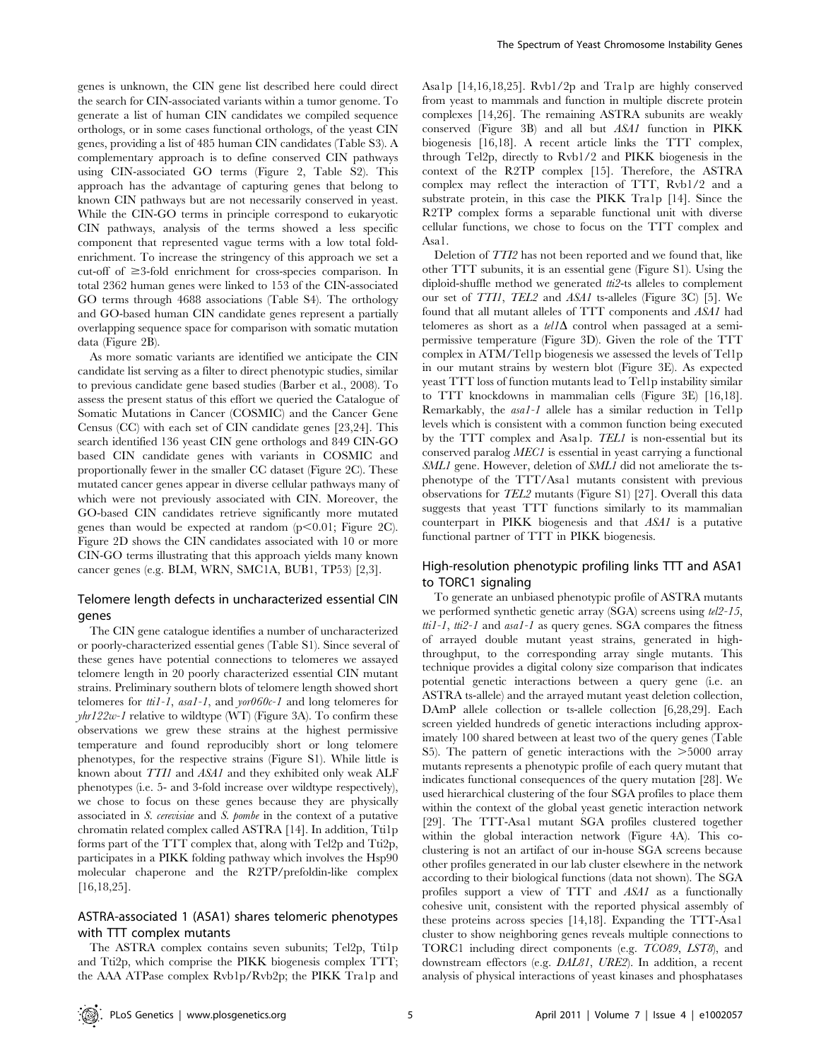genes is unknown, the CIN gene list described here could direct the search for CIN-associated variants within a tumor genome. To generate a list of human CIN candidates we compiled sequence orthologs, or in some cases functional orthologs, of the yeast CIN genes, providing a list of 485 human CIN candidates (Table S3). A complementary approach is to define conserved CIN pathways using CIN-associated GO terms (Figure 2, Table S2). This approach has the advantage of capturing genes that belong to known CIN pathways but are not necessarily conserved in yeast. While the CIN-GO terms in principle correspond to eukaryotic CIN pathways, analysis of the terms showed a less specific component that represented vague terms with a low total fold-enrichment. To increase the stringency of this approach we set a cut-off of ≥3-fold enrichment for cross-species comparison. In total 2362 human genes were linked to 153 of the CIN-associated GO terms through 4688 associations (Table S4). The orthology and GO-based human CIN candidate genes represent a partially overlapping sequence space for comparison with somatic mutation data (Figure 2B).

As more somatic variants are identified we anticipate the CIN candidate list serving as a filter to direct phenotypic studies, similar to previous candidate gene based studies (Barber et al., 2008). To assess the present status of this effort we queried the Catalogue of Somatic Mutations in Cancer (COSMIC) and the Cancer Gene Census (CC) with each set of CIN candidate genes [23,24]. This search identified 136 yeast CIN gene orthologs and 849 CIN-GO based CIN candidate genes with variants in COSMIC and proportionally fewer in the smaller CC dataset (Figure 2C). These mutated cancer genes appear in diverse cellular pathways many of which were not previously associated with CIN. Moreover, the GO-based CIN candidates retrieve significantly more mutated genes than would be expected at random ($p<0.01$; Figure 2C). Figure 2D shows the CIN candidates associated with 10 or more CIN-GO terms illustrating that this approach yields many known cancer genes (e.g. BLM, WRN, SMC1A, BUB1, TP53) [2,3].

## Telomere length defects in uncharacterized essential CIN genes

The CIN gene catalogue identifies a number of uncharacterized or poorly-characterized essential genes (Table S1). Since several of these genes have potential connections to telomeres we assayed telomere length in 20 poorly characterized essential CIN mutant strains. Preliminary southern blots of telomere length showed short telomeres for *tti1-1*, *asa1-1*, and *yor060c-1* and long telomeres for *yhr122w-1* relative to wildtype (WT) (Figure 3A). To confirm these observations we grew these strains at the highest permissive temperature and found reproducibly short or long telomere phenotypes, for the respective strains (Figure S1). While little is known about *TTI1* and *ASA1* and they exhibited only weak ALF phenotypes (i.e. 5- and 3-fold increase over wildtype respectively), we chose to focus on these genes because they are physically associated in *S. cerevisiae* and *S. pombe* in the context of a putative chromatin related complex called ASTRA [14]. In addition, Tti1p forms part of the TTT complex that, along with Tel2p and Tti2p, participates in a PIKK folding pathway which involves the Hsp90 molecular chaperone and the R2TP/prefoldin-like complex [16,18,25].

## ASTRA-associated 1 (ASA1) shares telomeric phenotypes with TTT complex mutants

The ASTRA complex contains seven subunits; Tel2p, Tti1p and Tti2p, which comprise the PIKK biogenesis complex TTT; the AAA ATPase complex Rvb1p/Rvb2p; the PIKK Tra1p and Asa1p [14,16,18,25]. Rvb1/2p and Tra1p are highly conserved from yeast to mammals and function in multiple discrete protein complexes [14,26]. The remaining ASTRA subunits are weakly conserved (Figure 3B) and all but *ASA1* function in PIKK biogenesis [16,18]. A recent article links the TTT complex, through Tel2p, directly to Rvb1/2 and PIKK biogenesis in the context of the R2TP complex [15]. Therefore, the ASTRA complex may reflect the interaction of TTT, Rvb1/2 and a substrate protein, in this case the PIKK Tra1p [14]. Since the R2TP complex forms a separable functional unit with diverse cellular functions, we chose to focus on the TTT complex and Asa1.

Deletion of *TTI2* has not been reported and we found that, like other TTT subunits, it is an essential gene (Figure S1). Using the diploid-shuffle method we generated *tti2*-ts alleles to complement our set of *TTI1*, *TEL2* and *ASA1* ts-alleles (Figure 3C) [5]. We found that all mutant alleles of TTT components and *ASA1* had telomeres as short as a *tel1Δ* control when passaged at a semi-permissive temperature (Figure 3D). Given the role of the TTT complex in ATM/Tel1p biogenesis we assessed the levels of Tel1p in our mutant strains by western blot (Figure 3E). As expected yeast TTT loss of function mutants lead to Tel1p instability similar to TTT knockdowns in mammalian cells (Figure 3E) [16,18]. Remarkably, the *asa1-1* allele has a similar reduction in Tel1p levels which is consistent with a common function being executed by the TTT complex and Asa1p. *TEL1* is non-essential but its conserved paralog *MEC1* is essential in yeast carrying a functional *SML1* gene. However, deletion of *SML1* did not ameliorate the ts-phenotype of the TTT/Asa1 mutants consistent with previous observations for *TEL2* mutants (Figure S1) [27]. Overall this data suggests that yeast TTT functions similarly to its mammalian counterpart in PIKK biogenesis and that *ASA1* is a putative functional partner of TTT in PIKK biogenesis.

## High-resolution phenotypic profiling links TTT and ASA1 to TORC1 signaling

To generate an unbiased phenotypic profile of ASTRA mutants we performed synthetic genetic array (SGA) screens using *tel2-15*, *tti1-1*, *tti2-1* and *asa1-1* as query genes. SGA compares the fitness of arrayed double mutant yeast strains, generated in high-throughput, to the corresponding array single mutants. This technique provides a digital colony size comparison that indicates potential genetic interactions between a query gene (i.e. an ASTRA ts-allele) and the arrayed mutant yeast deletion collection, DAmP allele collection or ts-allele collection [6,28,29]. Each screen yielded hundreds of genetic interactions including approximately 100 shared between at least two of the query genes (Table S5). The pattern of genetic interactions with the >5000 array mutants represents a phenotypic profile of each query mutant that indicates functional consequences of the query mutation [28]. We used hierarchical clustering of the four SGA profiles to place them within the context of the global yeast genetic interaction network [29]. The TTT-Asa1 mutant SGA profiles clustered together within the global interaction network (Figure 4A). This co-clustering is not an artifact of our in-house SGA screens because other profiles generated in our lab cluster elsewhere in the network according to their biological functions (data not shown). The SGA profiles support a view of TTT and *ASA1* as a functionally cohesive unit, consistent with the reported physical assembly of these proteins across species [14,18]. Expanding the TTT-Asa1 cluster to show neighboring genes reveals multiple connections to TORC1 including direct components (e.g. *TCO89*, *LST8*), and downstream effectors (e.g. *DAL81*, *URE2*). In addition, a recent analysis of physical interactions of yeast kinases and phosphatases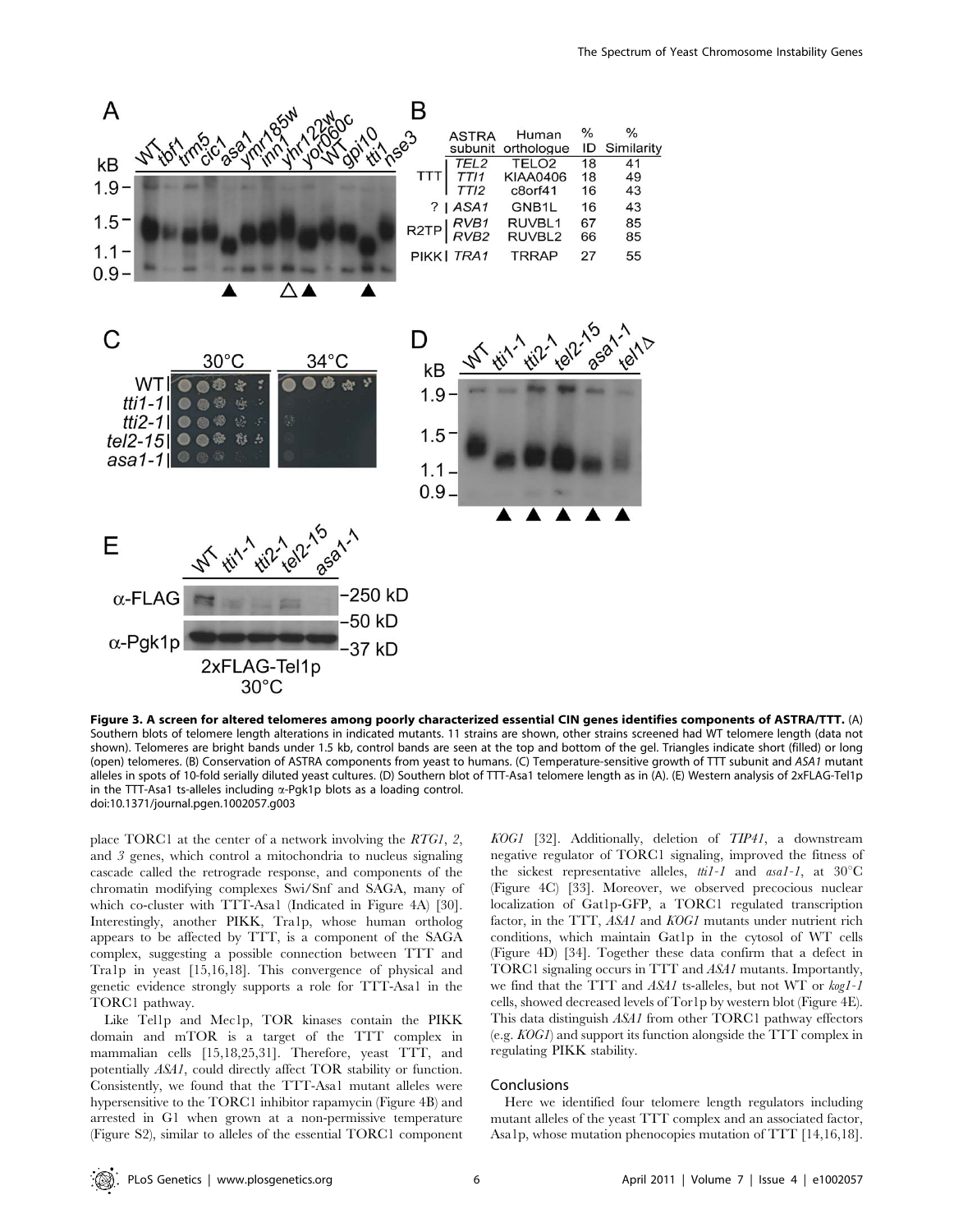**Figure 3. A screen for altered telomeres among poorly characterized essential CIN genes identifies components of ASTRA/TTT.** (A) Southern blots of telomere length alterations in indicated mutants. 11 strains are shown, other strains screened had WT telomere length (data not shown). Telomeres are bright bands under 1.5 kb, control bands are seen at the top and bottom of the gel. Triangles indicate short (filled) or long (open) telomeres. (B) Conservation of ASTRA components from yeast to humans. (C) Temperature-sensitive growth of TTT subunit and *ASA1* mutant alleles in spots of 10-fold serially diluted yeast cultures. (D) Southern blot of TTT-Asa1 telomere length as in (A). (E) Western analysis of 2xFLAG-Tel1p in the TTT-Asa1 ts-alleles including α-Pgk1p blots as a loading control.
doi:10.1371/journal.pgen.1002057.g003

place TORC1 at the center of a network involving the *RTG1*, *2*, and *3* genes, which control a mitochondria to nucleus signaling cascade called the retrograde response, and components of the chromatin modifying complexes Swi/Snf and SAGA, many of which co-cluster with TTT-Asa1 (Indicated in Figure 4A) [30]. Interestingly, another PIKK, Tra1p, whose human ortholog appears to be affected by TTT, is a component of the SAGA complex, suggesting a possible connection between TTT and Tra1p in yeast [15,16,18]. This convergence of physical and genetic evidence strongly supports a role for TTT-Asa1 in the TORC1 pathway.

Like Tel1p and Mec1p, TOR kinases contain the PIKK domain and mTOR is a target of the TTT complex in mammalian cells [15,18,25,31]. Therefore, yeast TTT, and potentially *ASA1*, could directly affect TOR stability or function. Consistently, we found that the TTT-Asa1 mutant alleles were hypersensitive to the TORC1 inhibitor rapamycin (Figure 4B) and arrested in G1 when grown at a non-permissive temperature (Figure S2), similar to alleles of the essential TORC1 component *KOG1* [32]. Additionally, deletion of *TIP41*, a downstream negative regulator of TORC1 signaling, improved the fitness of the sickest representative alleles, *tti1-1* and *asa1-1*, at 30°C (Figure 4C) [33]. Moreover, we observed precocious nuclear localization of Gat1p-GFP, a TORC1 regulated transcription factor, in the TTT, *ASA1* and *KOG1* mutants under nutrient rich conditions, which maintain Gat1p in the cytosol of WT cells (Figure 4D) [34]. Together these data confirm that a defect in TORC1 signaling occurs in TTT and *ASA1* mutants. Importantly, we find that the TTT and *ASA1* ts-alleles, but not WT or *kog1-1* cells, showed decreased levels of Tor1p by western blot (Figure 4E). This data distinguish *ASA1* from other TORC1 pathway effectors (e.g. *KOG1*) and support its function alongside the TTT complex in regulating PIKK stability.

## Conclusions

Here we identified four telomere length regulators including mutant alleles of the yeast TTT complex and an associated factor, Asa1p, whose mutation phenocopies mutation of TTT [14,16,18].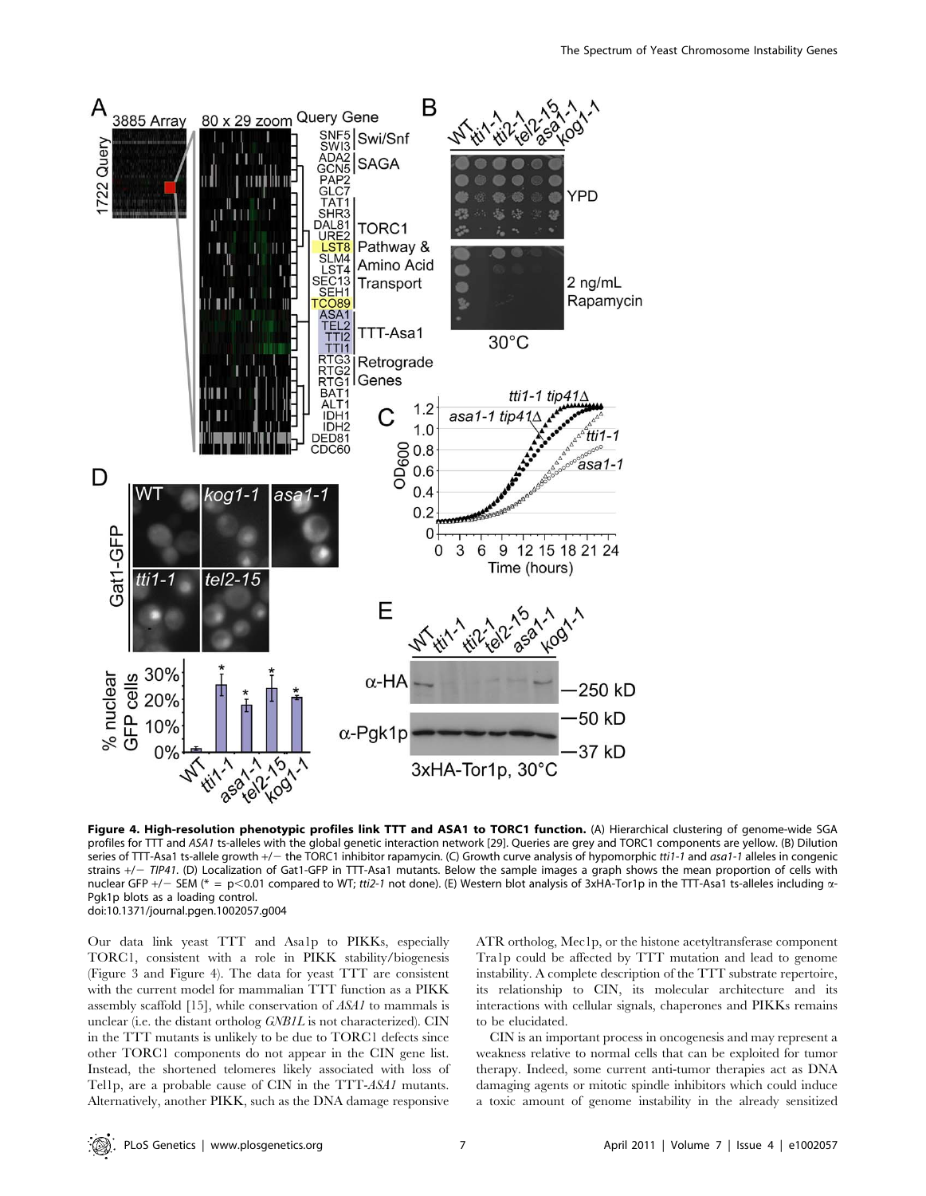**Figure 4. High-resolution phenotypic profiles link TTT and ASA1 to TORC1 function.** (A) Hierarchical clustering of genome-wide SGA profiles for TTT and *ASA1* ts-alleles with the global genetic interaction network [29]. Queries are grey and TORC1 components are yellow. (B) Dilution series of TTT-Asa1 ts-allele growth +/− the TORC1 inhibitor rapamycin. (C) Growth curve analysis of hypomorphic *tti1-1* and *asa1-1* alleles in congenic strains +/− *TIP41*. (D) Localization of Gat1-GFP in TTT-Asa1 mutants. Below the sample images a graph shows the mean proportion of cells with nuclear GFP +/− SEM (* = p<0.01 compared to WT; *tti2-1* not done). (E) Western blot analysis of 3xHA-Tor1p in the TTT-Asa1 ts-alleles including α-Pgk1p blots as a loading control.
doi:10.1371/journal.pgen.1002057.g004

Our data link yeast TTT and Asa1p to PIKKs, especially TORC1, consistent with a role in PIKK stability/biogenesis (Figure 3 and Figure 4). The data for yeast TTT are consistent with the current model for mammalian TTT function as a PIKK assembly scaffold [15], while conservation of *ASA1* to mammals is unclear (i.e. the distant ortholog *GNB1L* is not characterized). CIN in the TTT mutants is unlikely to be due to TORC1 defects since other TORC1 components do not appear in the CIN gene list. Instead, the shortened telomeres likely associated with loss of Tel1p, are a probable cause of CIN in the TTT-*ASA1* mutants. Alternatively, another PIKK, such as the DNA damage responsive ATR ortholog, Mec1p, or the histone acetyltransferase component Tra1p could be affected by TTT mutation and lead to genome instability. A complete description of the TTT substrate repertoire, its relationship to CIN, its molecular architecture and its interactions with cellular signals, chaperones and PIKKs remains to be elucidated.

CIN is an important process in oncogenesis and may represent a weakness relative to normal cells that can be exploited for tumor therapy. Indeed, some current anti-tumor therapies act as DNA damaging agents or mitotic spindle inhibitors which could induce a toxic amount of genome instability in the already sensitized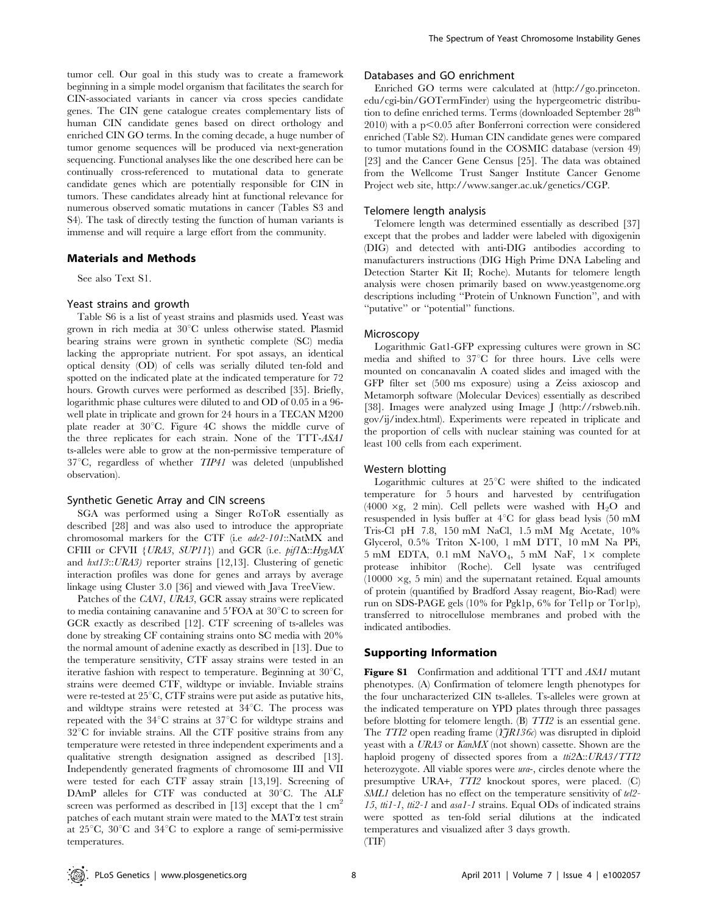tumor cell. Our goal in this study was to create a framework beginning in a simple model organism that facilitates the search for CIN-associated variants in cancer via cross species candidate genes. The CIN gene catalogue creates complementary lists of human CIN candidate genes based on direct orthology and enriched CIN GO terms. In the coming decade, a huge number of tumor genome sequences will be produced via next-generation sequencing. Functional analyses like the one described here can be continually cross-referenced to mutational data to generate candidate genes which are potentially responsible for CIN in tumors. These candidates already hint at functional relevance for numerous observed somatic mutations in cancer (Tables S3 and S4). The task of directly testing the function of human variants is immense and will require a large effort from the community.

## Materials and Methods

See also Text S1.

### Yeast strains and growth

Table S6 is a list of yeast strains and plasmids used. Yeast was grown in rich media at 30°C unless otherwise stated. Plasmid bearing strains were grown in synthetic complete (SC) media lacking the appropriate nutrient. For spot assays, an identical optical density (OD) of cells was serially diluted ten-fold and spotted on the indicated plate at the indicated temperature for 72 hours. Growth curves were performed as described [35]. Briefly, logarithmic phase cultures were diluted to and OD of 0.05 in a 96-well plate in triplicate and grown for 24 hours in a TECAN M200 plate reader at 30°C. Figure 4C shows the middle curve of the three replicates for each strain. None of the TTT-*ASA1* ts-alleles were able to grow at the non-permissive temperature of 37°C, regardless of whether *TIP41* was deleted (unpublished observation).

### Synthetic Genetic Array and CIN screens

SGA was performed using a Singer RoToR essentially as described [28] and was also used to introduce the appropriate chromosomal markers for the CTF (i.e *ade2-101*::NatMX and CFIII or CFVII {*URA3*, *SUP11*}) and GCR (i.e. *pif1*Δ::*HygMX* and *hxt13*::*URA3)* reporter strains [12,13]. Clustering of genetic interaction profiles was done for genes and arrays by average linkage using Cluster 3.0 [36] and viewed with Java TreeView.

Patches of the *CAN1*, *URA3*, GCR assay strains were replicated to media containing canavanine and 5′FOA at 30°C to screen for GCR exactly as described [12]. CTF screening of ts-alleles was done by streaking CF containing strains onto SC media with 20% the normal amount of adenine exactly as described in [13]. Due to the temperature sensitivity, CTF assay strains were tested in an iterative fashion with respect to temperature. Beginning at 30°C, strains were deemed CTF, wildtype or inviable. Inviable strains were re-tested at 25°C, CTF strains were put aside as putative hits, and wildtype strains were retested at 34°C. The process was repeated with the 34°C strains at 37°C for wildtype strains and 32°C for inviable strains. All the CTF positive strains from any temperature were retested in three independent experiments and a qualitative strength designation assigned as described [13]. Independently generated fragments of chromosome III and VII were tested for each CTF assay strain [13,19]. Screening of DAmP alleles for CTF was conducted at 30°C. The ALF screen was performed as described in [13] except that the 1 $cm^2$ patches of each mutant strain were mated to the MATα test strain at 25°C, 30°C and 34°C to explore a range of semi-permissive temperatures.

### Databases and GO enrichment

Enriched GO terms were calculated at (http://go.princeton.edu/cgi-bin/GOTermFinder) using the hypergeometric distribution to define enriched terms. Terms (downloaded September 28th 2010) with a $p<0.05$ after Bonferroni correction were considered enriched (Table S2). Human CIN candidate genes were compared to tumor mutations found in the COSMIC database (version 49) [23] and the Cancer Gene Census [25]. The data was obtained from the Wellcome Trust Sanger Institute Cancer Genome Project web site, http://www.sanger.ac.uk/genetics/CGP.

### Telomere length analysis

Telomere length was determined essentially as described [37] except that the probes and ladder were labeled with digoxigenin (DIG) and detected with anti-DIG antibodies according to manufacturers instructions (DIG High Prime DNA Labeling and Detection Starter Kit II; Roche). Mutants for telomere length analysis were chosen primarily based on www.yeastgenome.org descriptions including "Protein of Unknown Function", and with "putative" or "potential" functions.

### Microscopy

Logarithmic Gat1-GFP expressing cultures were grown in SC media and shifted to 37°C for three hours. Live cells were mounted on concanavalin A coated slides and imaged with the GFP filter set (500 ms exposure) using a Zeiss axioscop and Metamorph software (Molecular Devices) essentially as described [38]. Images were analyzed using Image J (http://rsbweb.nih.gov/ij/index.html). Experiments were repeated in triplicate and the proportion of cells with nuclear staining was counted for at least 100 cells from each experiment.

### Western blotting

Logarithmic cultures at 25°C were shifted to the indicated temperature for 5 hours and harvested by centrifugation (4000 ×g, 2 min). Cell pellets were washed with $H_2O$ and resuspended in lysis buffer at 4°C for glass bead lysis (50 mM Tris-Cl pH 7.8, 150 mM NaCl, 1.5 mM Mg Acetate, 10% Glycerol, 0.5% Triton X-100, 1 mM DTT, 10 mM Na PPi, 5 mM EDTA, 0.1 mM $NaVO_4$, 5 mM NaF, 1× complete protease inhibitor (Roche). Cell lysate was centrifuged (10000 ×g, 5 min) and the supernatant retained. Equal amounts of protein (quantified by Bradford Assay reagent, Bio-Rad) were run on SDS-PAGE gels (10% for Pgk1p, 6% for Tel1p or Tor1p), transferred to nitrocellulose membranes and probed with the indicated antibodies.

## Supporting Information

**Figure S1** Confirmation and additional TTT and *ASA1* mutant phenotypes. (A) Confirmation of telomere length phenotypes for the four uncharacterized CIN ts-alleles. Ts-alleles were grown at the indicated temperature on YPD plates through three passages before blotting for telomere length. (B) *TTI2* is an essential gene. The *TTI2* open reading frame (*YJR136c*) was disrupted in diploid yeast with a *URA3* or *KanMX* (not shown) cassette. Shown are the haploid progeny of dissected spores from a *tti2*Δ::*URA3*/*TTI2* heterozygote. All viable spores were *ura-*, circles denote where the presumptive URA+, *TTI2* knockout spores, were placed. (C) *SML1* deletion has no effect on the temperature sensitivity of *tel2-15*, *tti1-1*, *tti2-1* and *asa1-1* strains. Equal ODs of indicated strains were spotted as ten-fold serial dilutions at the indicated temperatures and visualized after 3 days growth.
(TIF)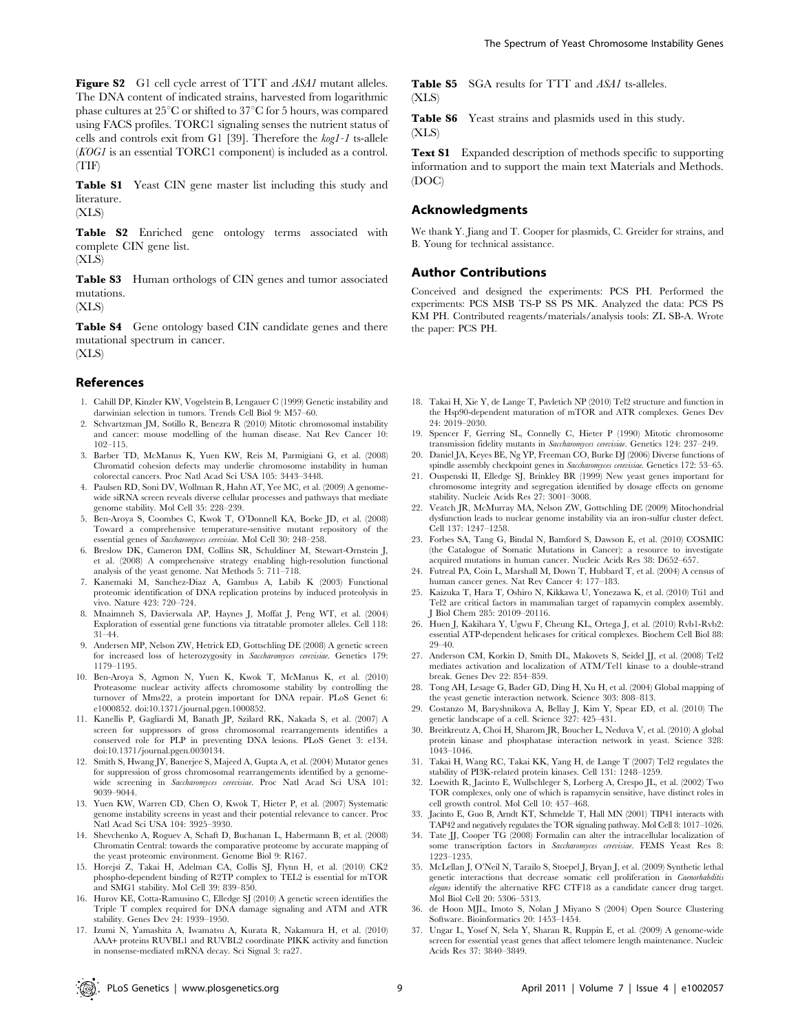**Figure S2** G1 cell cycle arrest of TTT and *ASA1* mutant alleles. The DNA content of indicated strains, harvested from logarithmic phase cultures at 25°C or shifted to 37°C for 5 hours, was compared using FACS profiles. TORC1 signaling senses the nutrient status of cells and controls exit from G1 [39]. Therefore the *kog1-1* ts-allele (*KOG1* is an essential TORC1 component) is included as a control. (TIF)

**Table S1** Yeast CIN gene master list including this study and literature.
(XLS)

**Table S2** Enriched gene ontology terms associated with complete CIN gene list.
(XLS)

**Table S3** Human orthologs of CIN genes and tumor associated mutations.
(XLS)

**Table S4** Gene ontology based CIN candidate genes and there mutational spectrum in cancer.
(XLS)

**Table S5** SGA results for TTT and *ASA1* ts-alleles.
(XLS)

**Table S6** Yeast strains and plasmids used in this study.
(XLS)

**Text S1** Expanded description of methods specific to supporting information and to support the main text Materials and Methods. (DOC)

## Acknowledgments

We thank Y. Jiang and T. Cooper for plasmids, C. Greider for strains, and B. Young for technical assistance.

## Author Contributions

Conceived and designed the experiments: PCS PH. Performed the experiments: PCS MSB TS-P SS PS MK. Analyzed the data: PCS PS KM PH. Contributed reagents/materials/analysis tools: ZL SB-A. Wrote the paper: PCS PH.

## References

1. Cahill DP, Kinzler KW, Vogelstein B, Lengauer C (1999) Genetic instability and darwinian selection in tumors. Trends Cell Biol 9: M57–60.
2. Schvartzman JM, Sotillo R, Benezra R (2010) Mitotic chromosomal instability and cancer: mouse modelling of the human disease. Nat Rev Cancer 10: 102–115.
3. Barber TD, McManus K, Yuen KW, Reis M, Parmigiani G, et al. (2008) Chromatid cohesion defects may underlie chromosome instability in human colorectal cancers. Proc Natl Acad Sci USA 105: 3443–3448.
4. Paulsen RD, Soni DV, Wollman R, Hahn AT, Yee MC, et al. (2009) A genome-wide siRNA screen reveals diverse cellular processes and pathways that mediate genome stability. Mol Cell 35: 228–239.
5. Ben-Aroya S, Coombes C, Kwok T, O'Donnell KA, Boeke JD, et al. (2008) Toward a comprehensive temperature-sensitive mutant repository of the essential genes of *Saccharomyces cerevisiae*. Mol Cell 30: 248–258.
6. Breslow DK, Cameron DM, Collins SR, Schuldiner M, Stewart-Ornstein J, et al. (2008) A comprehensive strategy enabling high-resolution functional analysis of the yeast genome. Nat Methods 5: 711–718.
7. Kanemaki M, Sanchez-Diaz A, Gambus A, Labib K (2003) Functional proteomic identification of DNA replication proteins by induced proteolysis in vivo. Nature 423: 720–724.
8. Mnaimneh S, Davierwala AP, Haynes J, Moffat J, Peng WT, et al. (2004) Exploration of essential gene functions via titratable promoter alleles. Cell 118: 31–44.
9. Andersen MP, Nelson ZW, Hetrick ED, Gottschling DE (2008) A genetic screen for increased loss of heterozygosity in *Saccharomyces cerevisiae*. Genetics 179: 1179–1195.
10. Ben-Aroya S, Agmon N, Yuen K, Kwok T, McManus K, et al. (2010) Proteasome nuclear activity affects chromosome stability by controlling the turnover of Mms22, a protein important for DNA repair. PLoS Genet 6: e1000852. doi:10.1371/journal.pgen.1000852.
11. Kanellis P, Gagliardi M, Banath JP, Szilard RK, Nakada S, et al. (2007) A screen for suppressors of gross chromosomal rearrangements identifies a conserved role for PLP in preventing DNA lesions. PLoS Genet 3: e134. doi:10.1371/journal.pgen.0030134.
12. Smith S, Hwang JY, Banerjee S, Majeed A, Gupta A, et al. (2004) Mutator genes for suppression of gross chromosomal rearrangements identified by a genome-wide screening in *Saccharomyces cerevisiae*. Proc Natl Acad Sci USA 101: 9039–9044.
13. Yuen KW, Warren CD, Chen O, Kwok T, Hieter P, et al. (2007) Systematic genome instability screens in yeast and their potential relevance to cancer. Proc Natl Acad Sci USA 104: 3925–3930.
14. Shevchenko A, Roguev A, Schaft D, Buchanan L, Habermann B, et al. (2008) Chromatin Central: towards the comparative proteome by accurate mapping of the yeast proteomic environment. Genome Biol 9: R167.
15. Horejsi Z, Takai H, Adelman CA, Collis SJ, Flynn H, et al. (2010) CK2 phospho-dependent binding of R2TP complex to TEL2 is essential for mTOR and SMG1 stability. Mol Cell 39: 839–850.
16. Hurov KE, Cotta-Ramusino C, Elledge SJ (2010) A genetic screen identifies the Triple T complex required for DNA damage signaling and ATM and ATR stability. Genes Dev 24: 1939–1950.
17. Izumi N, Yamashita A, Iwamatsu A, Kurata R, Nakamura H, et al. (2010) AAA+ proteins RUVBL1 and RUVBL2 coordinate PIKK activity and function in nonsense-mediated mRNA decay. Sci Signal 3: ra27.
18. Takai H, Xie Y, de Lange T, Pavletich NP (2010) Tel2 structure and function in the Hsp90-dependent maturation of mTOR and ATR complexes. Genes Dev 24: 2019–2030.
19. Spencer F, Gerring SL, Connelly C, Hieter P (1990) Mitotic chromosome transmission fidelity mutants in *Saccharomyces cerevisiae*. Genetics 124: 237–249.
20. Daniel JA, Keyes BE, Ng YP, Freeman CO, Burke DJ (2006) Diverse functions of spindle assembly checkpoint genes in *Saccharomyces cerevisiae*. Genetics 172: 53–65.
21. Ouspenski II, Elledge SJ, Brinkley BR (1999) New yeast genes important for chromosome integrity and segregation identified by dosage effects on genome stability. Nucleic Acids Res 27: 3001–3008.
22. Veatch JR, McMurray MA, Nelson ZW, Gottschling DE (2009) Mitochondrial dysfunction leads to nuclear genome instability via an iron-sulfur cluster defect. Cell 137: 1247–1258.
23. Forbes SA, Tang G, Bindal N, Bamford S, Dawson E, et al. (2010) COSMIC (the Catalogue of Somatic Mutations in Cancer): a resource to investigate acquired mutations in human cancer. Nucleic Acids Res 38: D652–657.
24. Futreal PA, Coin L, Marshall M, Down T, Hubbard T, et al. (2004) A census of human cancer genes. Nat Rev Cancer 4: 177–183.
25. Kaizuka T, Hara T, Oshiro N, Kikkawa U, Yonezawa K, et al. (2010) Tti1 and Tel2 are critical factors in mammalian target of rapamycin complex assembly. J Biol Chem 285: 20109–20116.
26. Huen J, Kakihara Y, Ugwu F, Cheung KL, Ortega J, et al. (2010) Rvb1-Rvb2: essential ATP-dependent helicases for critical complexes. Biochem Cell Biol 88: 29–40.
27. Anderson CM, Korkin D, Smith DL, Makovets S, Seidel JJ, et al. (2008) Tel2 mediates activation and localization of ATM/Tel1 kinase to a double-strand break. Genes Dev 22: 854–859.
28. Tong AH, Lesage G, Bader GD, Ding H, Xu H, et al. (2004) Global mapping of the yeast genetic interaction network. Science 303: 808–813.
29. Costanzo M, Baryshnikova A, Bellay J, Kim Y, Spear ED, et al. (2010) The genetic landscape of a cell. Science 327: 425–431.
30. Breitkreutz A, Choi H, Sharom JR, Boucher L, Neduva V, et al. (2010) A global protein kinase and phosphatase interaction network in yeast. Science 328: 1043–1046.
31. Takai H, Wang RC, Takai KK, Yang H, de Lange T (2007) Tel2 regulates the stability of PI3K-related protein kinases. Cell 131: 1248–1259.
32. Loewith R, Jacinto E, Wullschleger S, Lorberg A, Crespo JL, et al. (2002) Two TOR complexes, only one of which is rapamycin sensitive, have distinct roles in cell growth control. Mol Cell 10: 457–468.
33. Jacinto E, Guo B, Arndt KT, Schmelzle T, Hall MN (2001) TIP41 interacts with TAP42 and negatively regulates the TOR signaling pathway. Mol Cell 8: 1017–1026.
34. Tate JJ, Cooper TG (2008) Formalin can alter the intracellular localization of some transcription factors in *Saccharomyces cerevisiae*. FEMS Yeast Res 8: 1223–1235.
35. McLellan J, O'Neil N, Tarailo S, Stoepel J, Bryan J, et al. (2009) Synthetic lethal genetic interactions that decrease somatic cell proliferation in *Caenorhabditis elegans* identify the alternative RFC CTF18 as a candidate cancer drug target. Mol Biol Cell 20: 5306–5313.
36. de Hoon MJL, Imoto S, Nolan J Miyano S (2004) Open Source Clustering Software. Bioinformatics 20: 1453–1454.
37. Ungar L, Yosef N, Sela Y, Sharan R, Ruppin E, et al. (2009) A genome-wide screen for essential yeast genes that affect telomere length maintenance. Nucleic Acids Res 37: 3840–3849.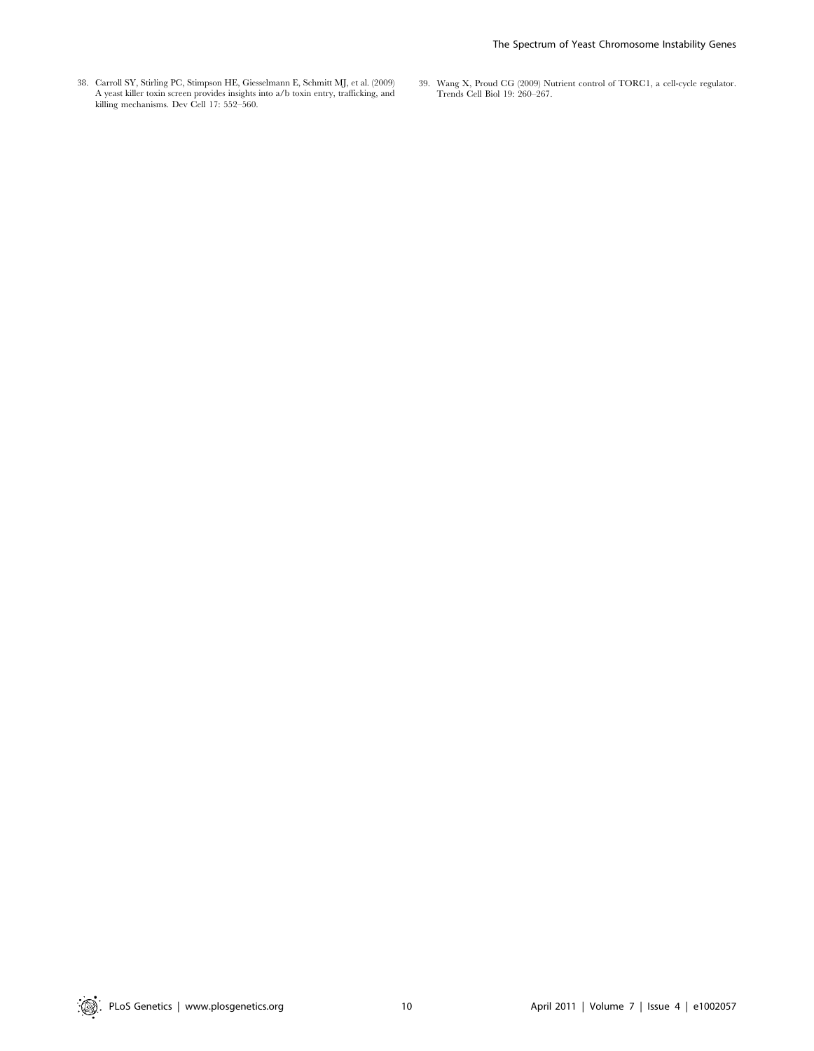38. Carroll SY, Stirling PC, Stimpson HE, Giesselmann E, Schmitt MJ, et al. (2009) A yeast killer toxin screen provides insights into a/b toxin entry, trafficking, and killing mechanisms. Dev Cell 17: 552–560.

39. Wang X, Proud CG (2009) Nutrient control of TORC1, a cell-cycle regulator. Trends Cell Biol 19: 260–267.